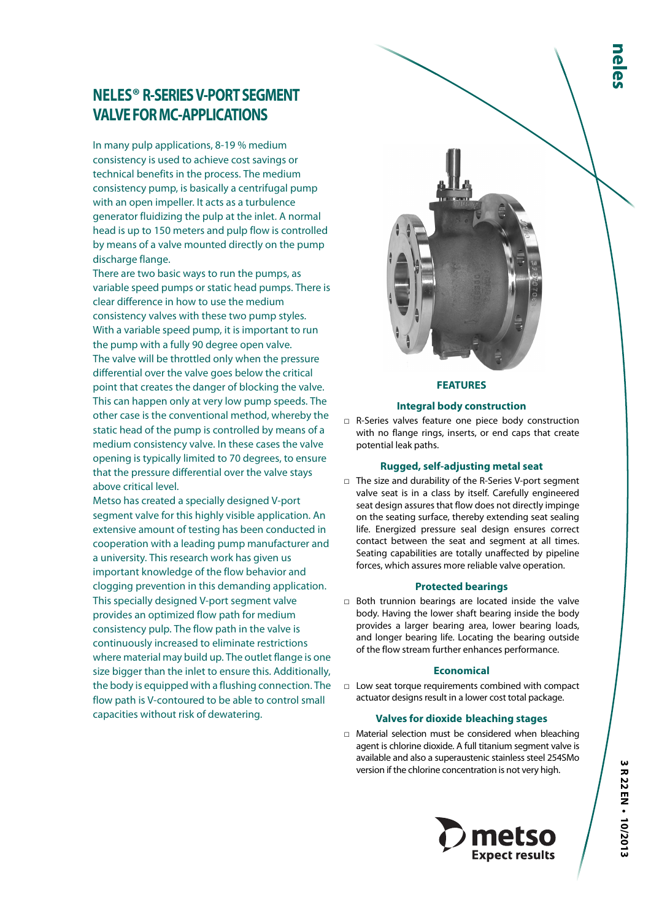# NELES® R-SERIES V-PORT SEGMENT VALVE FOR MC-APPLICATIONS

In many pulp applications, 8-19 % medium consistency is used to achieve cost savings or technical benefits in the process. The medium consistency pump, is basically a centrifugal pump with an open impeller. It acts as a turbulence generator fluidizing the pulp at the inlet. A normal head is up to 150 meters and pulp flow is controlled by means of a valve mounted directly on the pump discharge flange.

There are two basic ways to run the pumps, as variable speed pumps or static head pumps. There is clear difference in how to use the medium consistency valves with these two pump styles. With a variable speed pump, it is important to run the pump with a fully 90 degree open valve. The valve will be throttled only when the pressure differential over the valve goes below the critical point that creates the danger of blocking the valve. This can happen only at very low pump speeds. The other case is the conventional method, whereby the static head of the pump is controlled by means of a medium consistency valve. In these cases the valve opening is typically limited to 70 degrees, to ensure that the pressure differential over the valve stays above critical level.

Metso has created a specially designed V-port segment valve for this highly visible application. An extensive amount of testing has been conducted in cooperation with a leading pump manufacturer and a university. This research work has given us important knowledge of the flow behavior and clogging prevention in this demanding application. This specially designed V-port segment valve provides an optimized flow path for medium consistency pulp. The flow path in the valve is continuously increased to eliminate restrictions where material may build up. The outlet flange is one size bigger than the inlet to ensure this. Additionally, the body is equipped with a flushing connection. The flow path is V-contoured to be able to control small capacities without risk of dewatering.

## FEATURES

### Integral body construction

- R-Series valves feature one piece body construction with no flange rings, inserts, or end caps that create potential leak paths.

### Rugged, self-adjusting metal seat

- The size and durability of the R-Series V-port segment valve seat is in a class by itself. Carefully engineered seat design assures that flow does not directly impinge on the seating surface, thereby extending seat sealing life. Energized pressure seal design ensures correct contact between the seat and segment at all times. Seating capabilities are totally unaffected by pipeline forces, which assures more reliable valve operation.

### Protected bearings

- Both trunnion bearings are located inside the valve body. Having the lower shaft bearing inside the body provides a larger bearing area, lower bearing loads, and longer bearing life. Locating the bearing outside of the flow stream further enhances performance.

### Economical

- Low seat torque requirements combined with compact actuator designs result in a lower cost total package.

### Valves for dioxide bleaching stages

- Material selection must be considered when bleaching agent is chlorine dioxide. A full titanium segment valve is available and also a superaustenic stainless steel 254SMo version if the chlorine concentration is not very high.

3 R 22 EN • 10/2013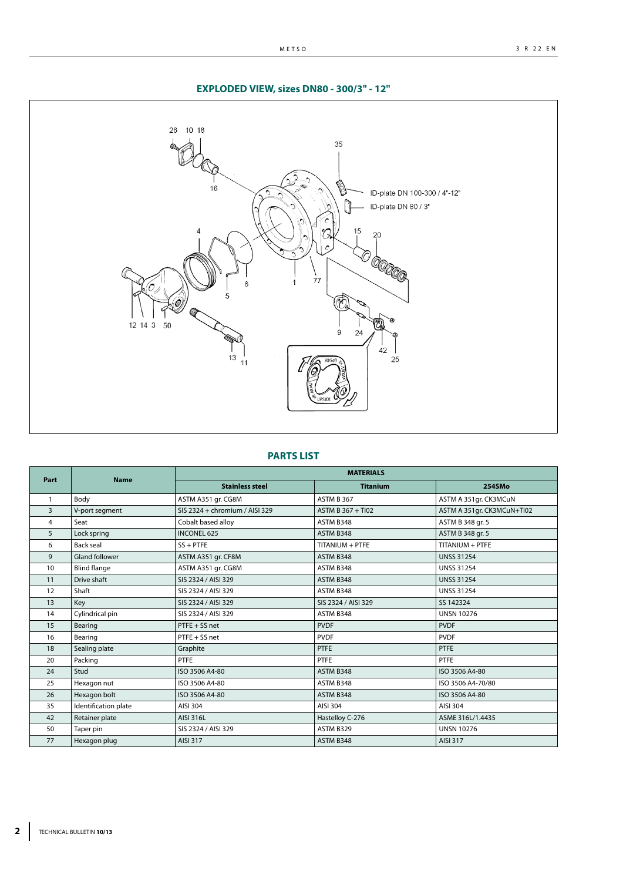## EXPLODED VIEW, sizes DN80 - 300/3" - 12"

## PARTS LIST

| Part | Name | MATERIALS | | |
|---|---|---|---|---|
| | | Stainless steel | Titanium | 254SMo |
| 1 | Body | ASTM A351 gr. CG8M | ASTM B 367 | ASTM A 351gr. CK3MCuN |
| 3 | V-port segment | SIS 2324 + chromium / AISI 329 | ASTM B 367 + Ti02 | ASTM A 351gr. CK3MCuN+Ti02 |
| 4 | Seat | Cobalt based alloy | ASTM B348 | ASTM B 348 gr. 5 |
| 5 | Lock spring | INCONEL 625 | ASTM B348 | ASTM B 348 gr. 5 |
| 6 | Back seal | SS + PTFE | TITANIUM + PTFE | TITANIUM + PTFE |
| 9 | Gland follower | ASTM A351 gr. CF8M | ASTM B348 | UNSS 31254 |
| 10 | Blind flange | ASTM A351 gr. CG8M | ASTM B348 | UNSS 31254 |
| 11 | Drive shaft | SIS 2324 / AISI 329 | ASTM B348 | UNSS 31254 |
| 12 | Shaft | SIS 2324 / AISI 329 | ASTM B348 | UNSS 31254 |
| 13 | Key | SIS 2324 / AISI 329 | SIS 2324 / AISI 329 | SS 142324 |
| 14 | Cylindrical pin | SIS 2324 / AISI 329 | ASTM B348 | UNSN 10276 |
| 15 | Bearing | PTFE + SS net | PVDF | PVDF |
| 16 | Bearing | PTFE + SS net | PVDF | PVDF |
| 18 | Sealing plate | Graphite | PTFE | PTFE |
| 20 | Packing | PTFE | PTFE | PTFE |
| 24 | Stud | ISO 3506 A4-80 | ASTM B348 | ISO 3506 A4-80 |
| 25 | Hexagon nut | ISO 3506 A4-80 | ASTM B348 | ISO 3506 A4-70/80 |
| 26 | Hexagon bolt | ISO 3506 A4-80 | ASTM B348 | ISO 3506 A4-80 |
| 35 | Identification plate | AISI 304 | AISI 304 | AISI 304 |
| 42 | Retainer plate | AISI 316L | Hastelloy C-276 | ASME 316L/1.4435 |
| 50 | Taper pin | SIS 2324 / AISI 329 | ASTM B329 | UNSN 10276 |
| 77 | Hexagon plug | AISI 317 | ASTM B348 | AISI 317 |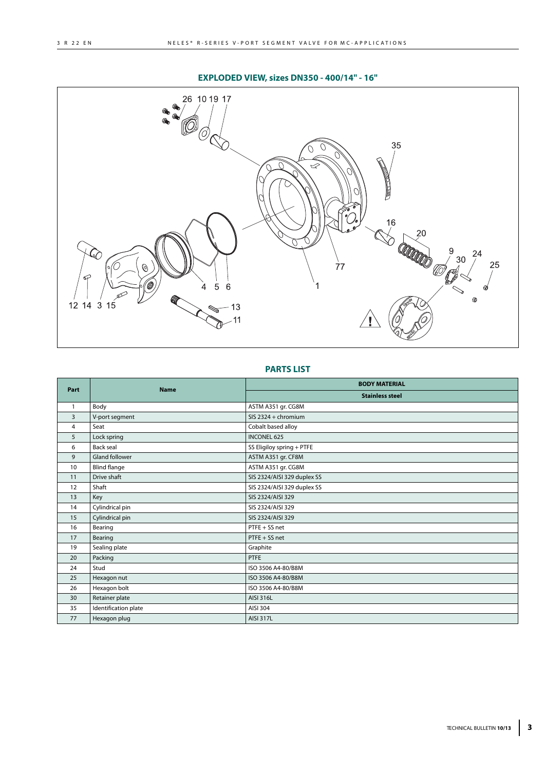## EXPLODED VIEW, sizes DN350 - 400/14" - 16"

## PARTS LIST

| Part | Name | BODY MATERIAL |
|---|---|---|
| | | Stainless steel |
| 1 | Body | ASTM A351 gr. CG8M |
| 3 | V-port segment | SIS 2324 + chromium |
| 4 | Seat | Cobalt based alloy |
| 5 | Lock spring | INCONEL 625 |
| 6 | Back seal | SS Eligiloy spring + PTFE |
| 9 | Gland follower | ASTM A351 gr. CF8M |
| 10 | Blind flange | ASTM A351 gr. CG8M |
| 11 | Drive shaft | SIS 2324/AISI 329 duplex SS |
| 12 | Shaft | SIS 2324/AISI 329 duplex SS |
| 13 | Key | SIS 2324/AISI 329 |
| 14 | Cylindrical pin | SIS 2324/AISI 329 |
| 15 | Cylindrical pin | SIS 2324/AISI 329 |
| 16 | Bearing | PTFE + SS net |
| 17 | Bearing | PTFE + SS net |
| 19 | Sealing plate | Graphite |
| 20 | Packing | PTFE |
| 24 | Stud | ISO 3506 A4-80/B8M |
| 25 | Hexagon nut | ISO 3506 A4-80/B8M |
| 26 | Hexagon bolt | ISO 3506 A4-80/B8M |
| 30 | Retainer plate | AISI 316L |
| 35 | Identification plate | AISI 304 |
| 77 | Hexagon plug | AISI 317L |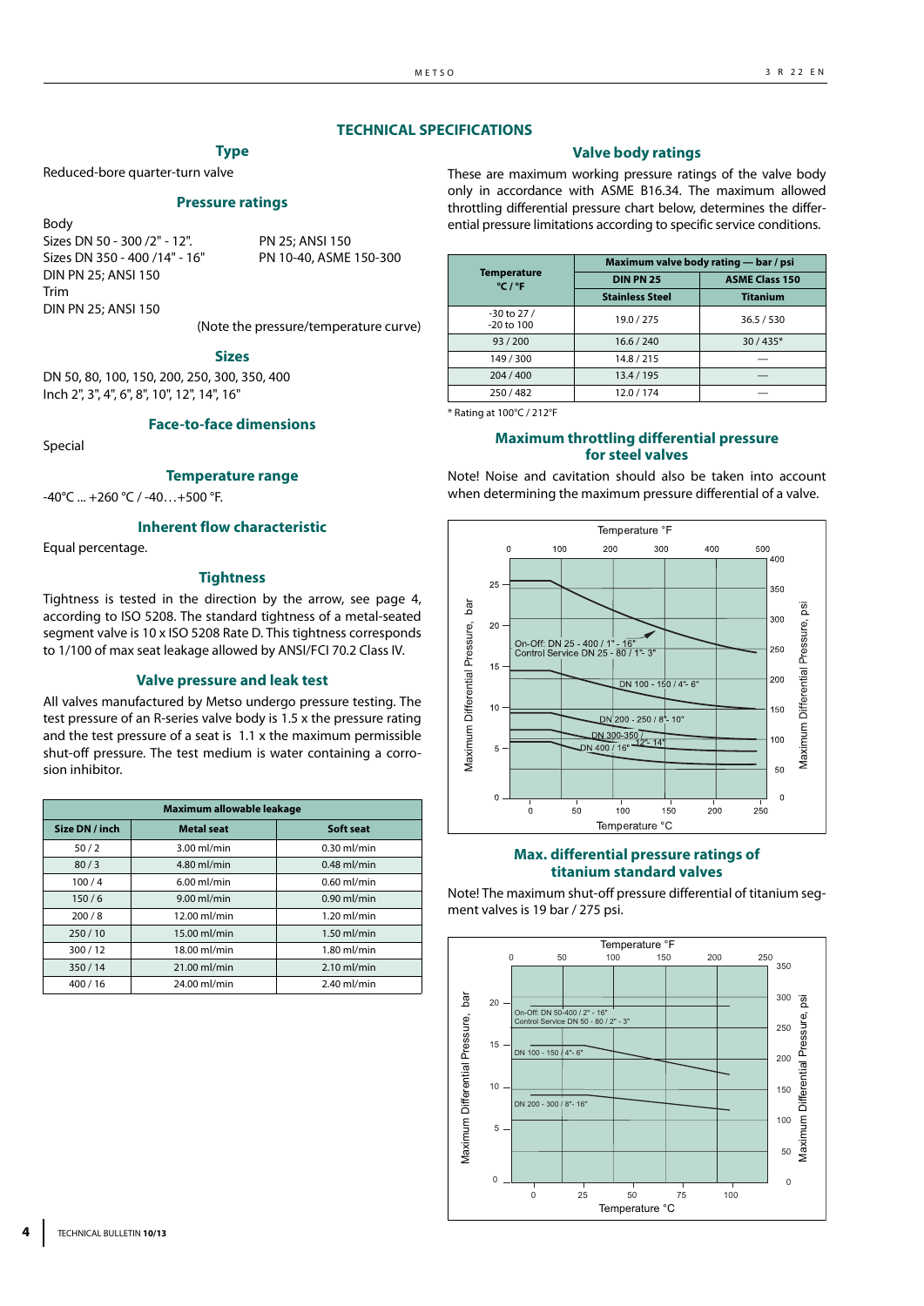## TECHNICAL SPECIFICATIONS

### Type

Reduced-bore quarter-turn valve

### Pressure ratings

Body
Sizes DN 50 - 300 /2" - 12". PN 25; ANSI 150
Sizes DN 350 - 400 /14" - 16" PN 10-40, ASME 150-300
DIN PN 25; ANSI 150
Trim
DIN PN 25; ANSI 150

(Note the pressure/temperature curve)

### Sizes

DN 50, 80, 100, 150, 200, 250, 300, 350, 400
Inch 2", 3", 4", 6", 8", 10", 12", 14", 16"

### Face-to-face dimensions

Special

### Temperature range

-40°C ... +260 °C / -40…+500 °F.

### Inherent flow characteristic

Equal percentage.

### Tightness

Tightness is tested in the direction by the arrow, see page 4, according to ISO 5208. The standard tightness of a metal-seated segment valve is 10 x ISO 5208 Rate D. This tightness corresponds to 1/100 of max seat leakage allowed by ANSI/FCI 70.2 Class IV.

### Valve pressure and leak test

All valves manufactured by Metso undergo pressure testing. The test pressure of an R-series valve body is 1.5 x the pressure rating and the test pressure of a seat is 1.1 x the maximum permissible shut-off pressure. The test medium is water containing a corrosion inhibitor.

| Maximum allowable leakage | | |
|---|---|---|
| Size DN / inch | Metal seat | Soft seat |
| 50 / 2 | 3.00 ml/min | 0.30 ml/min |
| 80 / 3 | 4.80 ml/min | 0.48 ml/min |
| 100 / 4 | 6.00 ml/min | 0.60 ml/min |
| 150 / 6 | 9.00 ml/min | 0.90 ml/min |
| 200 / 8 | 12.00 ml/min | 1.20 ml/min |
| 250 / 10 | 15.00 ml/min | 1.50 ml/min |
| 300 / 12 | 18.00 ml/min | 1.80 ml/min |
| 350 / 14 | 21.00 ml/min | 2.10 ml/min |
| 400 / 16 | 24.00 ml/min | 2.40 ml/min |

### Valve body ratings

These are maximum working pressure ratings of the valve body only in accordance with ASME B16.34. The maximum allowed throttling differential pressure chart below, determines the differential pressure limitations according to specific service conditions.

| Temperature °C / °F | Maximum valve body rating — bar / psi | |
|---|---|---|
| | DIN PN 25 | ASME Class 150 |
| | Stainless Steel | Titanium |
| -30 to 27 / -20 to 100 | 19.0 / 275 | 36.5 / 530 |
| 93 / 200 | 16.6 / 240 | 30 / 435* |
| 149 / 300 | 14.8 / 215 | — |
| 204 / 400 | 13.4 / 195 | — |
| 250 / 482 | 12.0 / 174 | — |

\* Rating at 100°C / 212°F

### Maximum throttling differential pressure for steel valves

Note! Noise and cavitation should also be taken into account when determining the maximum pressure differential of a valve.

### Max. differential pressure ratings of titanium standard valves

Note! The maximum shut-off pressure differential of titanium segment valves is 19 bar / 275 psi.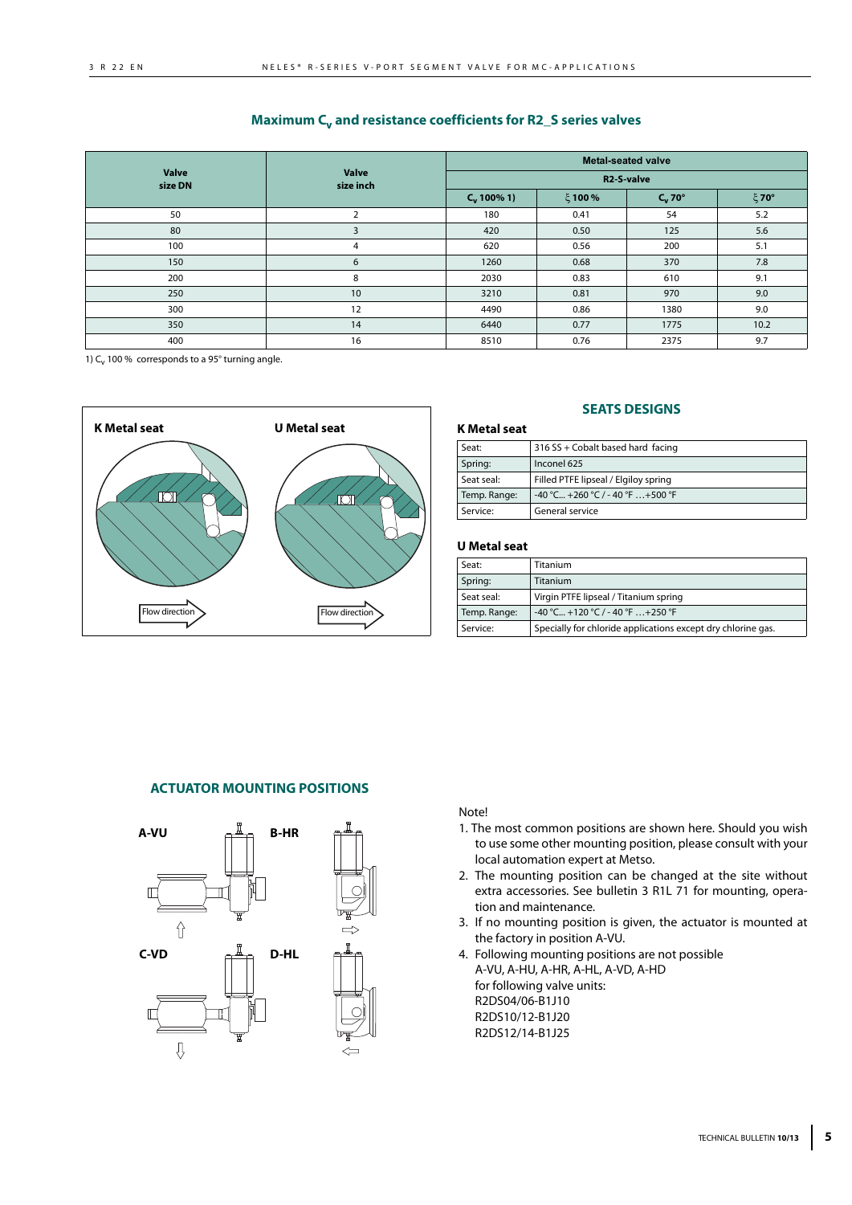## Maximum $C_v$ and resistance coefficients for R2_S series valves

| Valve size DN | Valve size inch | Metal-seated valve | | | |
|---|---|---|---|---|---|
| | | R2-S-valve | | | |
| | | $C_v$ 100% 1) | ξ 100 % | $C_v$ 70° | ξ 70° |
| 50 | 2 | 180 | 0.41 | 54 | 5.2 |
| 80 | 3 | 420 | 0.50 | 125 | 5.6 |
| 100 | 4 | 620 | 0.56 | 200 | 5.1 |
| 150 | 6 | 1260 | 0.68 | 370 | 7.8 |
| 200 | 8 | 2030 | 0.83 | 610 | 9.1 |
| 250 | 10 | 3210 | 0.81 | 970 | 9.0 |
| 300 | 12 | 4490 | 0.86 | 1380 | 9.0 |
| 350 | 14 | 6440 | 0.77 | 1775 | 10.2 |
| 400 | 16 | 8510 | 0.76 | 2375 | 9.7 |

1) $C_v$ 100 % corresponds to a 95° turning angle.

K Metal seat

U Metal seat

Flow direction

Flow direction

## SEATS DESIGNS

### K Metal seat

| | |
|---|---|
| Seat: | 316 SS + Cobalt based hard facing |
| Spring: | Inconel 625 |
| Seat seal: | Filled PTFE lipseal / Elgiloy spring |
| Temp. Range: | -40 °C... +260 °C / - 40 °F …+500 °F |
| Service: | General service |

### U Metal seat

| | |
|---|---|
| Seat: | Titanium |
| Spring: | Titanium |
| Seat seal: | Virgin PTFE lipseal / Titanium spring |
| Temp. Range: | -40 °C... +120 °C / - 40 °F …+250 °F |
| Service: | Specially for chloride applications except dry chlorine gas. |

## ACTUATOR MOUNTING POSITIONS

A-VU

B-HR

C-VD

D-HL

Note!

1. The most common positions are shown here. Should you wish to use some other mounting position, please consult with your local automation expert at Metso.
2. The mounting position can be changed at the site without extra accessories. See bulletin 3 R1L 71 for mounting, operation and maintenance.
3. If no mounting position is given, the actuator is mounted at the factory in position A-VU.
4. Following mounting positions are not possible
   A-VU, A-HU, A-HR, A-HL, A-VD, A-HD
   for following valve units:
   R2DS04/06-B1J10
   R2DS10/12-B1J20
   R2DS12/14-B1J25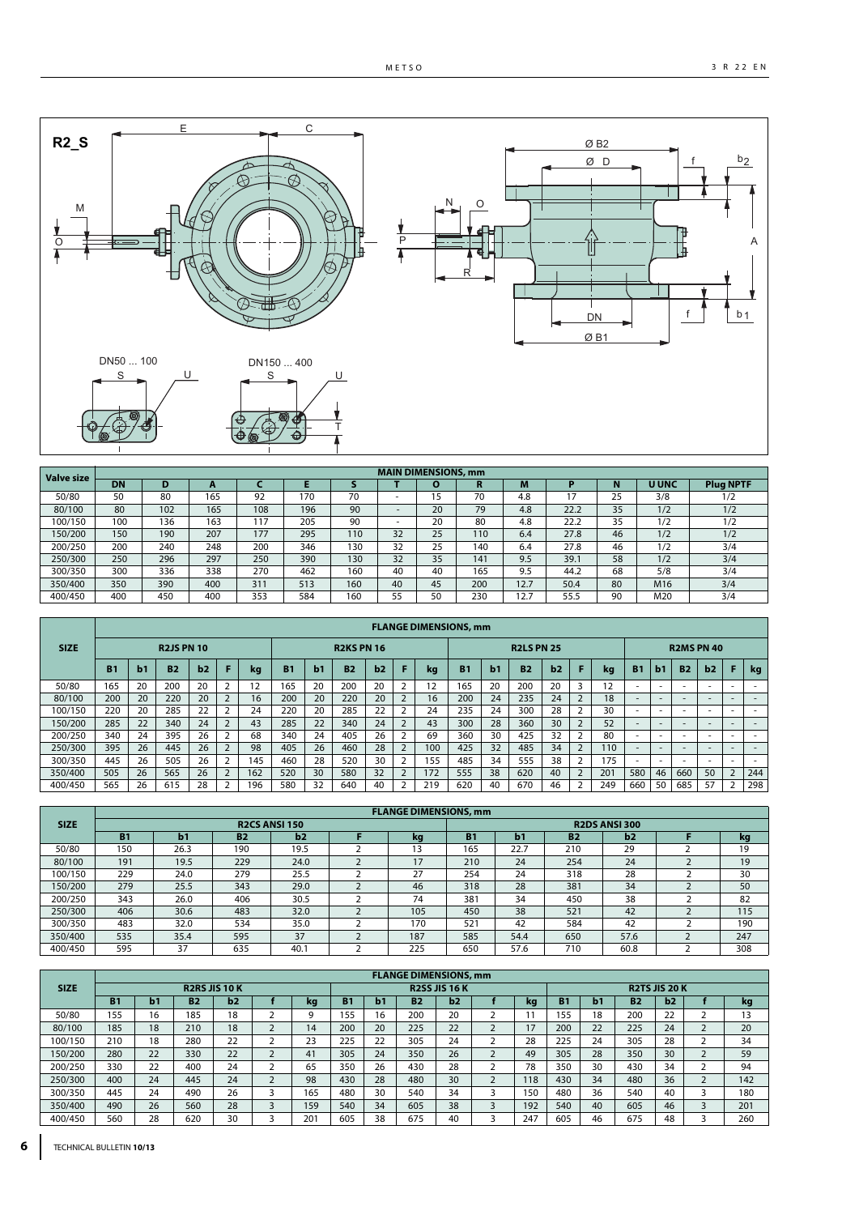R2_S

DN50 ... 100

DN150 ... 400

| Valve size | MAIN DIMENSIONS, mm | | | | | | | | | | | | | |
|---|---|---|---|---|---|---|---|---|---|---|---|---|---|---|
| | DN | D | A | C | E | S | T | O | R | M | P | N | U UNC | Plug NPTF |
| 50/80 | 50 | 80 | 165 | 92 | 170 | 70 | - | 15 | 70 | 4.8 | 17 | 25 | 3/8 | 1/2 |
| 80/100 | 80 | 102 | 165 | 108 | 196 | 90 | - | 20 | 79 | 4.8 | 22.2 | 35 | 1/2 | 1/2 |
| 100/150 | 100 | 136 | 163 | 117 | 205 | 90 | - | 20 | 80 | 4.8 | 22.2 | 35 | 1/2 | 1/2 |
| 150/200 | 150 | 190 | 207 | 177 | 295 | 110 | 32 | 25 | 110 | 6.4 | 27.8 | 46 | 1/2 | 1/2 |
| 200/250 | 200 | 240 | 248 | 200 | 346 | 130 | 32 | 25 | 140 | 6.4 | 27.8 | 46 | 1/2 | 3/4 |
| 250/300 | 250 | 296 | 297 | 250 | 390 | 130 | 32 | 35 | 141 | 9.5 | 39.1 | 58 | 1/2 | 3/4 |
| 300/350 | 300 | 336 | 338 | 270 | 462 | 160 | 40 | 40 | 165 | 9.5 | 44.2 | 68 | 5/8 | 3/4 |
| 350/400 | 350 | 390 | 400 | 311 | 513 | 160 | 40 | 45 | 200 | 12.7 | 50.4 | 80 | M16 | 3/4 |
| 400/450 | 400 | 450 | 400 | 353 | 584 | 160 | 55 | 50 | 230 | 12.7 | 55.5 | 90 | M20 | 3/4 |

| SIZE | FLANGE DIMENSIONS, mm | | | | | | | | | | | | | | | | | | | | | | | |
|---|---|---|---|---|---|---|---|---|---|---|---|---|---|---|---|---|---|---|---|---|---|---|---|---|
| | R2JS PN 10 | | | | | | R2KS PN 16 | | | | | | R2LS PN 25 | | | | | | R2MS PN 40 | | | | | |
| | B1 | b1 | B2 | b2 | F | kg | B1 | b1 | B2 | b2 | F | kg | B1 | b1 | B2 | b2 | F | kg | B1 | b1 | B2 | b2 | F | kg |
| 50/80 | 165 | 20 | 200 | 20 | 2 | 12 | 165 | 20 | 200 | 20 | 2 | 12 | 165 | 20 | 200 | 20 | 3 | 12 | - | - | - | - | - | - |
| 80/100 | 200 | 20 | 220 | 20 | 2 | 16 | 200 | 20 | 220 | 20 | 2 | 16 | 200 | 24 | 235 | 24 | 2 | 18 | - | - | - | - | - | - |
| 100/150 | 220 | 20 | 285 | 22 | 2 | 24 | 220 | 20 | 285 | 22 | 2 | 24 | 235 | 24 | 300 | 28 | 2 | 30 | - | - | - | - | - | - |
| 150/200 | 285 | 22 | 340 | 24 | 2 | 43 | 285 | 22 | 340 | 24 | 2 | 43 | 300 | 28 | 360 | 30 | 2 | 52 | - | - | - | - | - | - |
| 200/250 | 340 | 24 | 395 | 26 | 2 | 68 | 340 | 24 | 405 | 26 | 2 | 69 | 360 | 30 | 425 | 32 | 2 | 80 | - | - | - | - | - | - |
| 250/300 | 395 | 26 | 445 | 26 | 2 | 98 | 405 | 26 | 460 | 28 | 2 | 100 | 425 | 32 | 485 | 34 | 2 | 110 | - | - | - | - | - | - |
| 300/350 | 445 | 26 | 505 | 26 | 2 | 145 | 460 | 28 | 520 | 30 | 2 | 155 | 485 | 34 | 555 | 38 | 2 | 175 | - | - | - | - | - | - |
| 350/400 | 505 | 26 | 565 | 26 | 2 | 162 | 520 | 30 | 580 | 32 | 2 | 172 | 555 | 38 | 620 | 40 | 2 | 201 | 580 | 46 | 660 | 50 | 2 | 244 |
| 400/450 | 565 | 26 | 615 | 28 | 2 | 196 | 580 | 32 | 640 | 40 | 2 | 219 | 620 | 40 | 670 | 46 | 2 | 249 | 660 | 50 | 685 | 57 | 2 | 298 |

| SIZE | FLANGE DIMENSIONS, mm | | | | | | | | | | | |
|---|---|---|---|---|---|---|---|---|---|---|---|---|
| | R2CS ANSI 150 | | | | | | R2DS ANSI 300 | | | | | |
| | B1 | b1 | B2 | b2 | F | kg | B1 | b1 | B2 | b2 | F | kg |
| 50/80 | 150 | 26.3 | 190 | 19.5 | 2 | 13 | 165 | 22.7 | 210 | 29 | 2 | 19 |
| 80/100 | 191 | 19.5 | 229 | 24.0 | 2 | 17 | 210 | 24 | 254 | 24 | 2 | 19 |
| 100/150 | 229 | 24.0 | 279 | 25.5 | 2 | 27 | 254 | 24 | 318 | 28 | 2 | 30 |
| 150/200 | 279 | 25.5 | 343 | 29.0 | 2 | 46 | 318 | 28 | 381 | 34 | 2 | 50 |
| 200/250 | 343 | 26.0 | 406 | 30.5 | 2 | 74 | 381 | 34 | 450 | 38 | 2 | 82 |
| 250/300 | 406 | 30.6 | 483 | 32.0 | 2 | 105 | 450 | 38 | 521 | 42 | 2 | 115 |
| 300/350 | 483 | 32.0 | 534 | 35.0 | 2 | 170 | 521 | 42 | 584 | 42 | 2 | 190 |
| 350/400 | 535 | 35.4 | 595 | 37 | 2 | 187 | 585 | 54.4 | 650 | 57.6 | 2 | 247 |
| 400/450 | 595 | 37 | 635 | 40.1 | 2 | 225 | 650 | 57.6 | 710 | 60.8 | 2 | 308 |

| SIZE | FLANGE DIMENSIONS, mm | | | | | | | | | | | | | | | | | |
|---|---|---|---|---|---|---|---|---|---|---|---|---|---|---|---|---|---|---|
| | R2RS JIS 10 K | | | | | | R2SS JIS 16 K | | | | | | R2TS JIS 20 K | | | | | |
| | B1 | b1 | B2 | b2 | f | kg | B1 | b1 | B2 | b2 | f | kg | B1 | b1 | B2 | b2 | f | kg |
| 50/80 | 155 | 16 | 185 | 18 | 2 | 9 | 155 | 16 | 200 | 20 | 2 | 11 | 155 | 18 | 200 | 22 | 2 | 13 |
| 80/100 | 185 | 18 | 210 | 18 | 2 | 14 | 200 | 20 | 225 | 22 | 2 | 17 | 200 | 22 | 225 | 24 | 2 | 20 |
| 100/150 | 210 | 18 | 280 | 22 | 2 | 23 | 225 | 22 | 305 | 24 | 2 | 28 | 225 | 24 | 305 | 28 | 2 | 34 |
| 150/200 | 280 | 22 | 330 | 22 | 2 | 41 | 305 | 24 | 350 | 26 | 2 | 49 | 305 | 28 | 350 | 30 | 2 | 59 |
| 200/250 | 330 | 22 | 400 | 24 | 2 | 65 | 350 | 26 | 430 | 28 | 2 | 78 | 350 | 30 | 430 | 34 | 2 | 94 |
| 250/300 | 400 | 24 | 445 | 24 | 2 | 98 | 430 | 28 | 480 | 30 | 2 | 118 | 430 | 34 | 480 | 36 | 2 | 142 |
| 300/350 | 445 | 24 | 490 | 26 | 3 | 165 | 480 | 30 | 540 | 34 | 3 | 150 | 480 | 36 | 540 | 40 | 3 | 180 |
| 350/400 | 490 | 26 | 560 | 28 | 3 | 159 | 540 | 34 | 605 | 38 | 3 | 192 | 540 | 40 | 605 | 46 | 3 | 201 |
| 400/450 | 560 | 28 | 620 | 30 | 3 | 201 | 605 | 38 | 675 | 40 | 3 | 247 | 605 | 46 | 675 | 48 | 3 | 260 |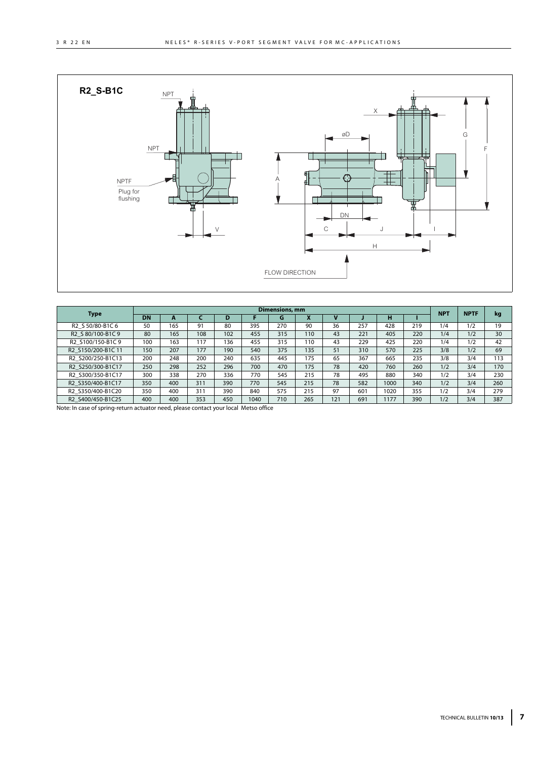## R2_S-B1C

NPT

NPT

NPTF

Plug for flushing

V

X

øD

G

F

A

DN

C

J

I

H

FLOW DIRECTION

| Type | Dimensions, mm | | | | | | | | | | | NPT | NPTF | kg |
|---|---|---|---|---|---|---|---|---|---|---|---|---|---|---|
| | DN | A | C | D | F | G | X | V | J | H | I | | | |
| R2_S 50/80-B1C 6 | 50 | 165 | 91 | 80 | 395 | 270 | 90 | 36 | 257 | 428 | 219 | 1/4 | 1/2 | 19 |
| R2_S 80/100-B1C 9 | 80 | 165 | 108 | 102 | 455 | 315 | 110 | 43 | 221 | 405 | 220 | 1/4 | 1/2 | 30 |
| R2_S100/150-B1C 9 | 100 | 163 | 117 | 136 | 455 | 315 | 110 | 43 | 229 | 425 | 220 | 1/4 | 1/2 | 42 |
| R2_S150/200-B1C 11 | 150 | 207 | 177 | 190 | 540 | 375 | 135 | 51 | 310 | 570 | 225 | 3/8 | 1/2 | 69 |
| R2_S200/250-B1C13 | 200 | 248 | 200 | 240 | 635 | 445 | 175 | 65 | 367 | 665 | 235 | 3/8 | 3/4 | 113 |
| R2_S250/300-B1C17 | 250 | 298 | 252 | 296 | 700 | 470 | 175 | 78 | 420 | 760 | 260 | 1/2 | 3/4 | 170 |
| R2_S300/350-B1C17 | 300 | 338 | 270 | 336 | 770 | 545 | 215 | 78 | 495 | 880 | 340 | 1/2 | 3/4 | 230 |
| R2_S350/400-B1C17 | 350 | 400 | 311 | 390 | 770 | 545 | 215 | 78 | 582 | 1000 | 340 | 1/2 | 3/4 | 260 |
| R2_S350/400-B1C20 | 350 | 400 | 311 | 390 | 840 | 575 | 215 | 97 | 601 | 1020 | 355 | 1/2 | 3/4 | 279 |
| R2_S400/450-B1C25 | 400 | 400 | 353 | 450 | 1040 | 710 | 265 | 121 | 691 | 1177 | 390 | 1/2 | 3/4 | 387 |

Note: In case of spring-return actuator need, please contact your local Metso office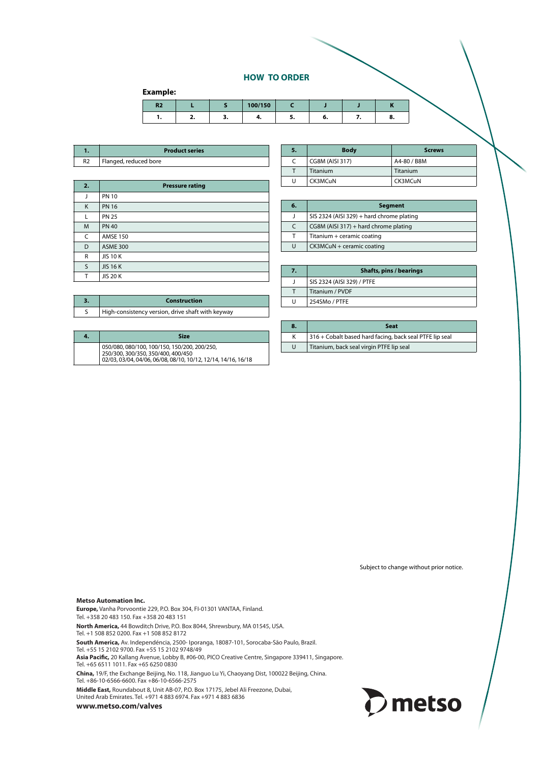## HOW TO ORDER

**Example:**

| R2 | L | S | 100/150 | C | J | J | K |
|---|---|---|---|---|---|---|---|
| 1. | 2. | 3. | 4. | 5. | 6. | 7. | 8. |

| 1. | Product series |
|---|---|
| R2 | Flanged, reduced bore |

| 2. | Pressure rating |
|---|---|
| J | PN 10 |
| K | PN 16 |
| L | PN 25 |
| M | PN 40 |
| C | AMSE 150 |
| D | ASME 300 |
| R | JIS 10 K |
| S | JIS 16 K |
| T | JIS 20 K |

| 3. | Construction |
|---|---|
| S | High-consistency version, drive shaft with keyway |

| 4. | Size |
|---|---|
| | 050/080, 080/100, 100/150, 150/200, 200/250, 250/300, 300/350, 350/400, 400/450 02/03, 03/04, 04/06, 06/08, 08/10, 10/12, 12/14, 14/16, 16/18 |

| 5. | Body | Screws |
|---|---|---|
| C | CG8M (AISI 317) | A4-80 / B8M |
| T | Titanium | Titanium |
| U | CK3MCuN | CK3MCuN |

| 6. | Segment |
|---|---|
| J | SIS 2324 (AISI 329) + hard chrome plating |
| C | CG8M (AISI 317) + hard chrome plating |
| T | Titanium + ceramic coating |
| U | CK3MCuN + ceramic coating |

| 7. | Shafts, pins / bearings |
|---|---|
| J | SIS 2324 (AISI 329) / PTFE |
| T | Titanium / PVDF |
| U | 254SMo / PTFE |

| 8. | Seat |
|---|---|
| K | 316 + Cobalt based hard facing, back seal PTFE lip seal |
| U | Titanium, back seal virgin PTFE lip seal |

Subject to change without prior notice.

**Metso Automation Inc.**

**Europe,** Vanha Porvoontie 229, P.O. Box 304, FI-01301 VANTAA, Finland.
Tel. +358 20 483 150. Fax +358 20 483 151

**North America,** 44 Bowditch Drive, P.O. Box 8044, Shrewsbury, MA 01545, USA.
Tel. +1 508 852 0200. Fax +1 508 852 8172

**South America,** Av. Independência, 2500- Iporanga, 18087-101, Sorocaba-São Paulo, Brazil.
Tel. +55 15 2102 9700. Fax +55 15 2102 9748/49

**Asia Pacific,** 20 Kallang Avenue, Lobby B, #06-00, PICO Creative Centre, Singapore 339411, Singapore.
Tel. +65 6511 1011. Fax +65 6250 0830

**China,** 19/F, the Exchange Beijing, No. 118, Jianguo Lu Yi, Chaoyang Dist, 100022 Beijing, China.
Tel. +86-10-6566-6600. Fax +86-10-6566-2575

**Middle East,** Roundabout 8, Unit AB-07, P.O. Box 17175, Jebel Ali Freezone, Dubai,
United Arab Emirates. Tel. +971 4 883 6974. Fax +971 4 883 6836

**www.metso.com/valves**

metso